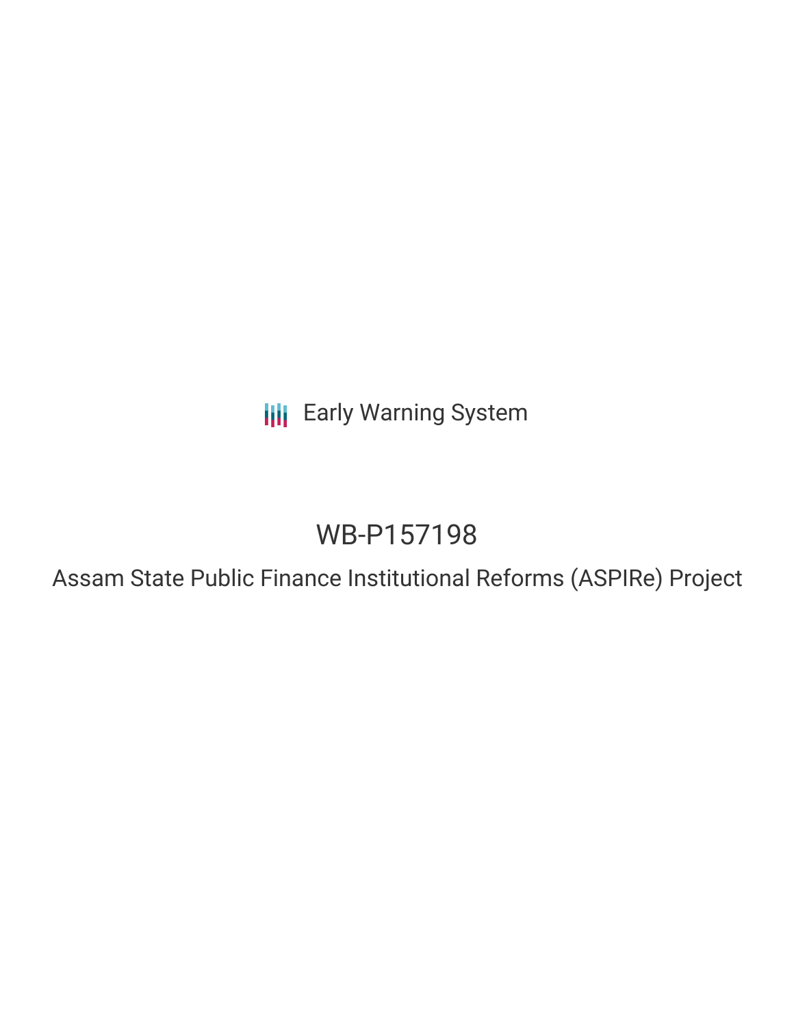Early Warning System

# WB-P157198

## Assam State Public Finance Institutional Reforms (ASPIRe) Project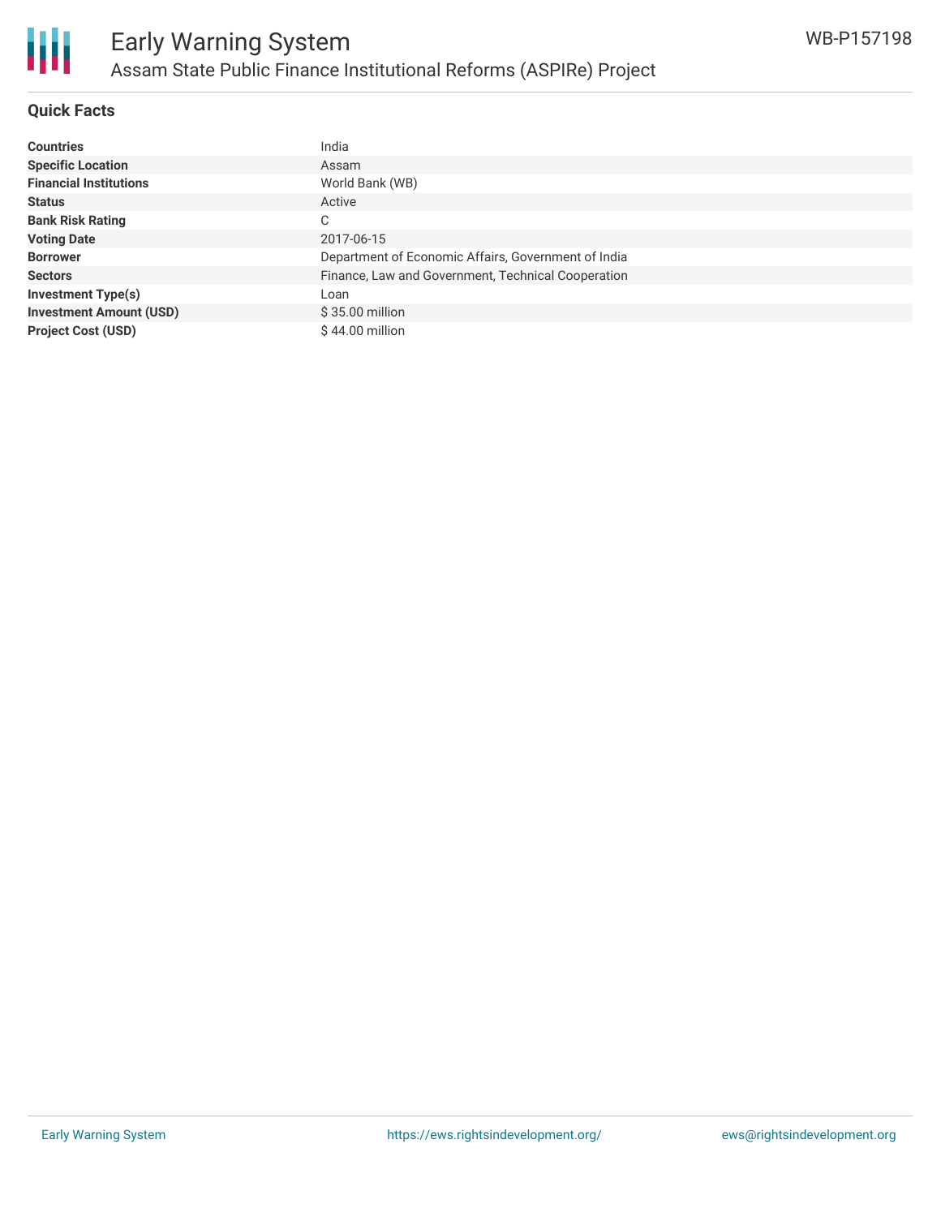## Quick Facts

| | |
|---|---|
| **Countries** | India |
| **Specific Location** | Assam |
| **Financial Institutions** | World Bank (WB) |
| **Status** | Active |
| **Bank Risk Rating** | C |
| **Voting Date** | 2017-06-15 |
| **Borrower** | Department of Economic Affairs, Government of India |
| **Sectors** | Finance, Law and Government, Technical Cooperation |
| **Investment Type(s)** | Loan |
| **Investment Amount (USD)** | $ 35.00 million |
| **Project Cost (USD)** | $ 44.00 million |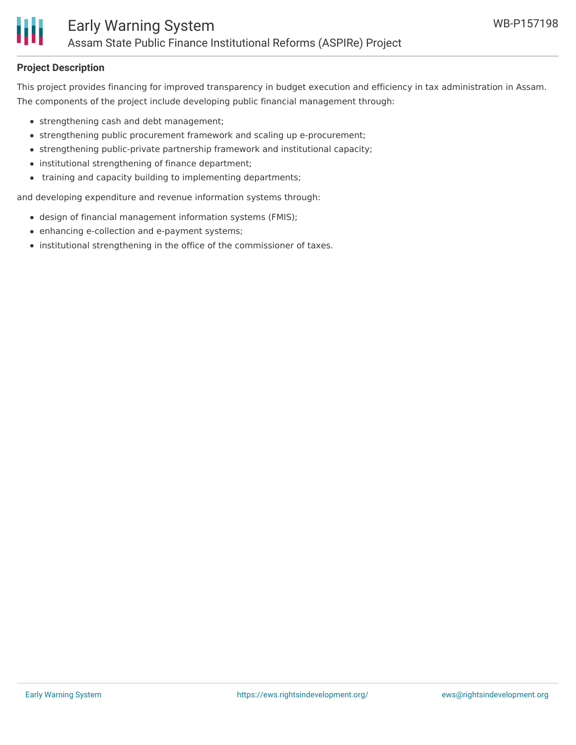## Project Description

This project provides financing for improved transparency in budget execution and efficiency in tax administration in Assam. The components of the project include developing public financial management through:

- strengthening cash and debt management;
- strengthening public procurement framework and scaling up e-procurement;
- strengthening public-private partnership framework and institutional capacity;
- institutional strengthening of finance department;
- training and capacity building to implementing departments;

and developing expenditure and revenue information systems through:

- design of financial management information systems (FMIS);
- enhancing e-collection and e-payment systems;
- institutional strengthening in the office of the commissioner of taxes.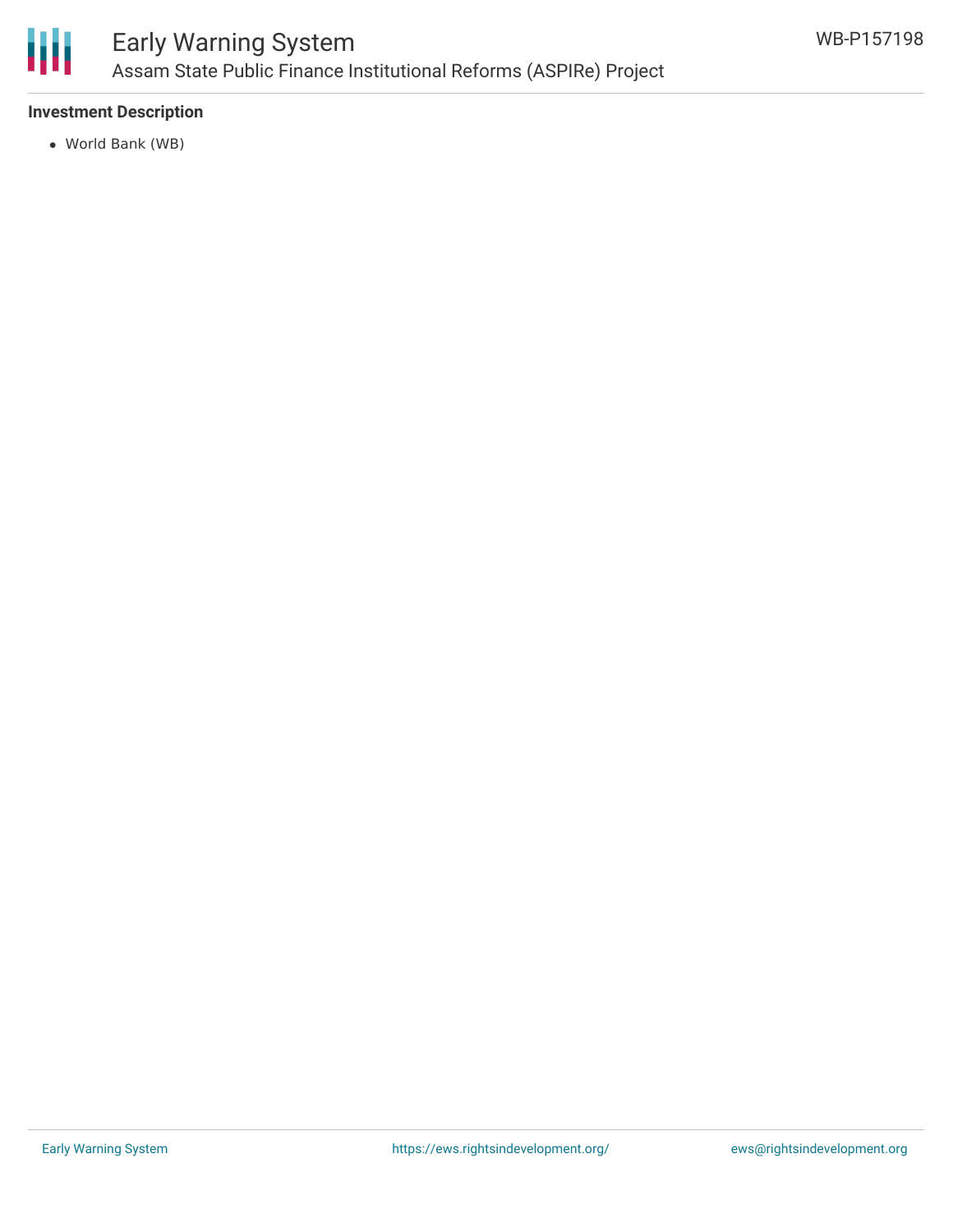## Investment Description

- World Bank (WB)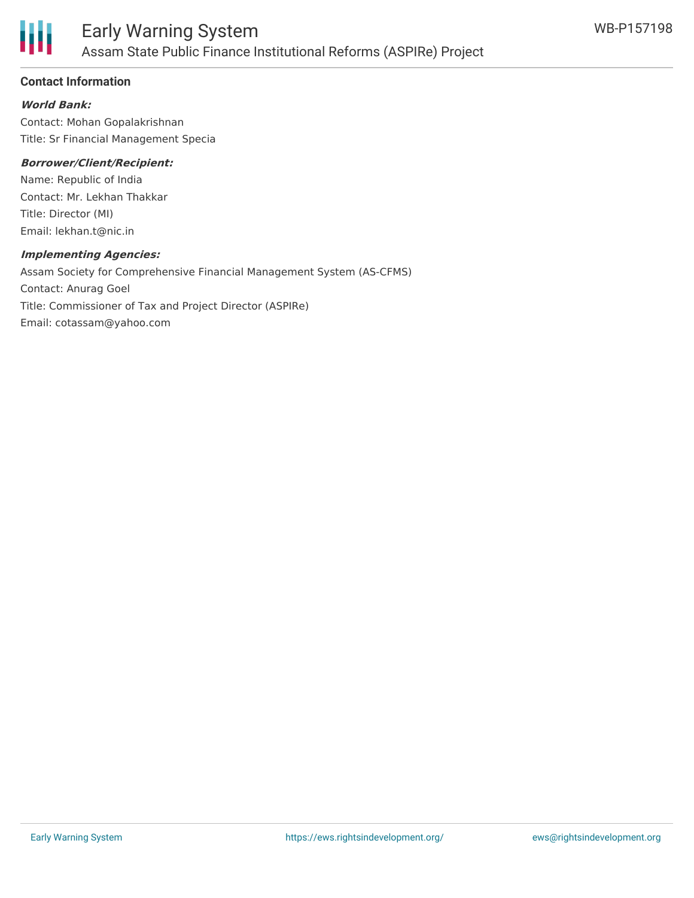## Contact Information

***World Bank:***

Contact: Mohan Gopalakrishnan

Title: Sr Financial Management Specia

***Borrower/Client/Recipient:***

Name: Republic of India

Contact: Mr. Lekhan Thakkar

Title: Director (MI)

Email: lekhan.t@nic.in

***Implementing Agencies:***

Assam Society for Comprehensive Financial Management System (AS-CFMS)

Contact: Anurag Goel

Title: Commissioner of Tax and Project Director (ASPIRe)

Email: cotassam@yahoo.com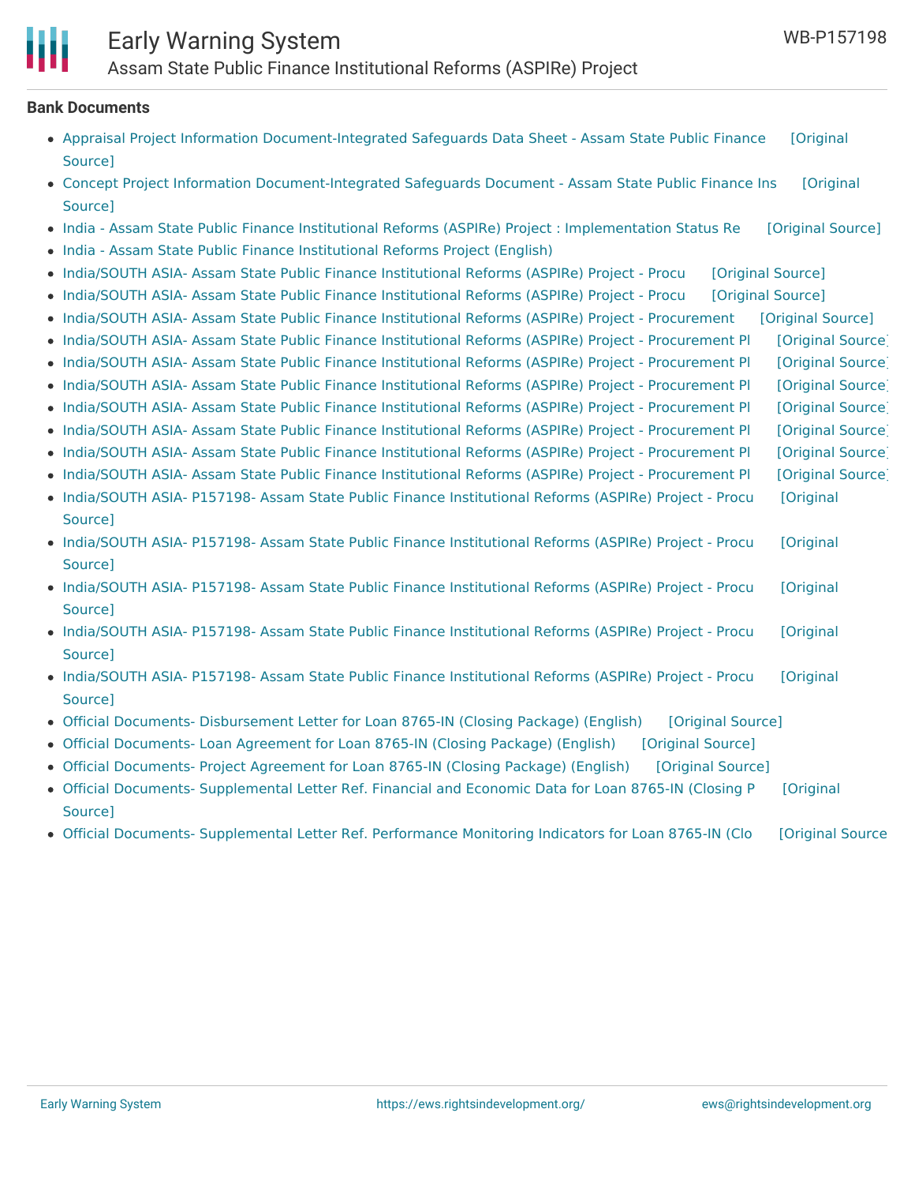**Bank Documents**

- Appraisal Project Information Document-Integrated Safeguards Data Sheet - Assam State Public Finance [Original Source]
- Concept Project Information Document-Integrated Safeguards Document - Assam State Public Finance Ins [Original Source]
- India - Assam State Public Finance Institutional Reforms (ASPIRe) Project : Implementation Status Re [Original Source]
- India - Assam State Public Finance Institutional Reforms Project (English)
- India/SOUTH ASIA- Assam State Public Finance Institutional Reforms (ASPIRe) Project - Procu [Original Source]
- India/SOUTH ASIA- Assam State Public Finance Institutional Reforms (ASPIRe) Project - Procu [Original Source]
- India/SOUTH ASIA- Assam State Public Finance Institutional Reforms (ASPIRe) Project - Procurement [Original Source]
- India/SOUTH ASIA- Assam State Public Finance Institutional Reforms (ASPIRe) Project - Procurement Pl [Original Source]
- India/SOUTH ASIA- Assam State Public Finance Institutional Reforms (ASPIRe) Project - Procurement Pl [Original Source]
- India/SOUTH ASIA- Assam State Public Finance Institutional Reforms (ASPIRe) Project - Procurement Pl [Original Source]
- India/SOUTH ASIA- Assam State Public Finance Institutional Reforms (ASPIRe) Project - Procurement Pl [Original Source]
- India/SOUTH ASIA- Assam State Public Finance Institutional Reforms (ASPIRe) Project - Procurement Pl [Original Source]
- India/SOUTH ASIA- Assam State Public Finance Institutional Reforms (ASPIRe) Project - Procurement Pl [Original Source]
- India/SOUTH ASIA- Assam State Public Finance Institutional Reforms (ASPIRe) Project - Procurement Pl [Original Source]
- India/SOUTH ASIA- P157198- Assam State Public Finance Institutional Reforms (ASPIRe) Project - Procu [Original Source]
- India/SOUTH ASIA- P157198- Assam State Public Finance Institutional Reforms (ASPIRe) Project - Procu [Original Source]
- India/SOUTH ASIA- P157198- Assam State Public Finance Institutional Reforms (ASPIRe) Project - Procu [Original Source]
- India/SOUTH ASIA- P157198- Assam State Public Finance Institutional Reforms (ASPIRe) Project - Procu [Original Source]
- India/SOUTH ASIA- P157198- Assam State Public Finance Institutional Reforms (ASPIRe) Project - Procu [Original Source]
- Official Documents- Disbursement Letter for Loan 8765-IN (Closing Package) (English) [Original Source]
- Official Documents- Loan Agreement for Loan 8765-IN (Closing Package) (English) [Original Source]
- Official Documents- Project Agreement for Loan 8765-IN (Closing Package) (English) [Original Source]
- Official Documents- Supplemental Letter Ref. Financial and Economic Data for Loan 8765-IN (Closing P [Original Source]
- Official Documents- Supplemental Letter Ref. Performance Monitoring Indicators for Loan 8765-IN (Clo [Original Source]